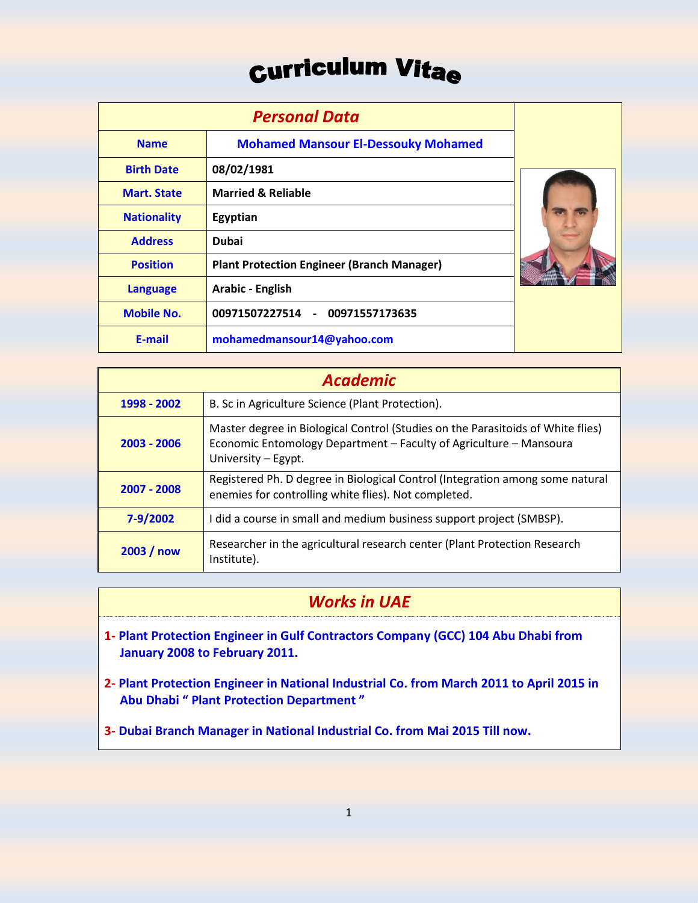# Curriculum Vitae

| Personal Data | |
|---|---|
| **Name** | **Mohamed Mansour El-Dessouky Mohamed** |
| **Birth Date** | **08/02/1981** |
| **Mart. State** | **Married & Reliable** |
| **Nationality** | **Egyptian** |
| **Address** | **Dubai** |
| **Position** | **Plant Protection Engineer (Branch Manager)** |
| **Language** | **Arabic - English** |
| **Mobile No.** | **00971507227514 - 00971557173635** |
| **E-mail** | **mohamedmansour14@yahoo.com** |

| Academic | |
|---|---|
| **1998 - 2002** | B. Sc in Agriculture Science (Plant Protection). |
| **2003 - 2006** | Master degree in Biological Control (Studies on the Parasitoids of White flies) Economic Entomology Department – Faculty of Agriculture – Mansoura University – Egypt. |
| **2007 - 2008** | Registered Ph. D degree in Biological Control (Integration among some natural enemies for controlling white flies). Not completed. |
| **7-9/2002** | I did a course in small and medium business support project (SMBSP). |
| **2003 / now** | Researcher in the agricultural research center (Plant Protection Research Institute). |

## Works in UAE

1- **Plant Protection Engineer in Gulf Contractors Company (GCC) 104 Abu Dhabi from January 2008 to February 2011.**

2- **Plant Protection Engineer in National Industrial Co. from March 2011 to April 2015 in Abu Dhabi " Plant Protection Department "**

3- **Dubai Branch Manager in National Industrial Co. from Mai 2015 Till now.**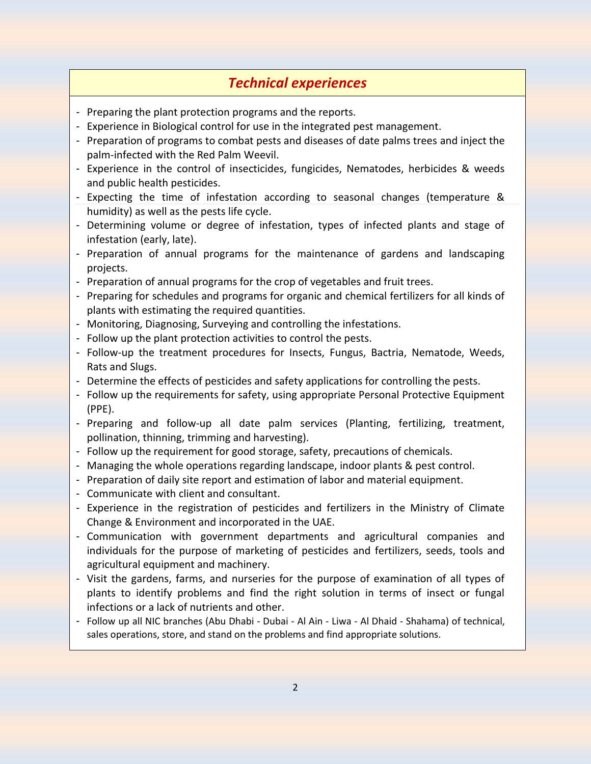## *Technical experiences*

- Preparing the plant protection programs and the reports.
- Experience in Biological control for use in the integrated pest management.
- Preparation of programs to combat pests and diseases of date palms trees and inject the palm-infected with the Red Palm Weevil.
- Experience in the control of insecticides, fungicides, Nematodes, herbicides & weeds and public health pesticides.
- Expecting the time of infestation according to seasonal changes (temperature & humidity) as well as the pests life cycle.
- Determining volume or degree of infestation, types of infected plants and stage of infestation (early, late).
- Preparation of annual programs for the maintenance of gardens and landscaping projects.
- Preparation of annual programs for the crop of vegetables and fruit trees.
- Preparing for schedules and programs for organic and chemical fertilizers for all kinds of plants with estimating the required quantities.
- Monitoring, Diagnosing, Surveying and controlling the infestations.
- Follow up the plant protection activities to control the pests.
- Follow-up the treatment procedures for Insects, Fungus, Bactria, Nematode, Weeds, Rats and Slugs.
- Determine the effects of pesticides and safety applications for controlling the pests.
- Follow up the requirements for safety, using appropriate Personal Protective Equipment (PPE).
- Preparing and follow-up all date palm services (Planting, fertilizing, treatment, pollination, thinning, trimming and harvesting).
- Follow up the requirement for good storage, safety, precautions of chemicals.
- Managing the whole operations regarding landscape, indoor plants & pest control.
- Preparation of daily site report and estimation of labor and material equipment.
- Communicate with client and consultant.
- Experience in the registration of pesticides and fertilizers in the Ministry of Climate Change & Environment and incorporated in the UAE.
- Communication with government departments and agricultural companies and individuals for the purpose of marketing of pesticides and fertilizers, seeds, tools and agricultural equipment and machinery.
- Visit the gardens, farms, and nurseries for the purpose of examination of all types of plants to identify problems and find the right solution in terms of insect or fungal infections or a lack of nutrients and other.
- Follow up all NIC branches (Abu Dhabi - Dubai - Al Ain - Liwa - Al Dhaid - Shahama) of technical, sales operations, store, and stand on the problems and find appropriate solutions.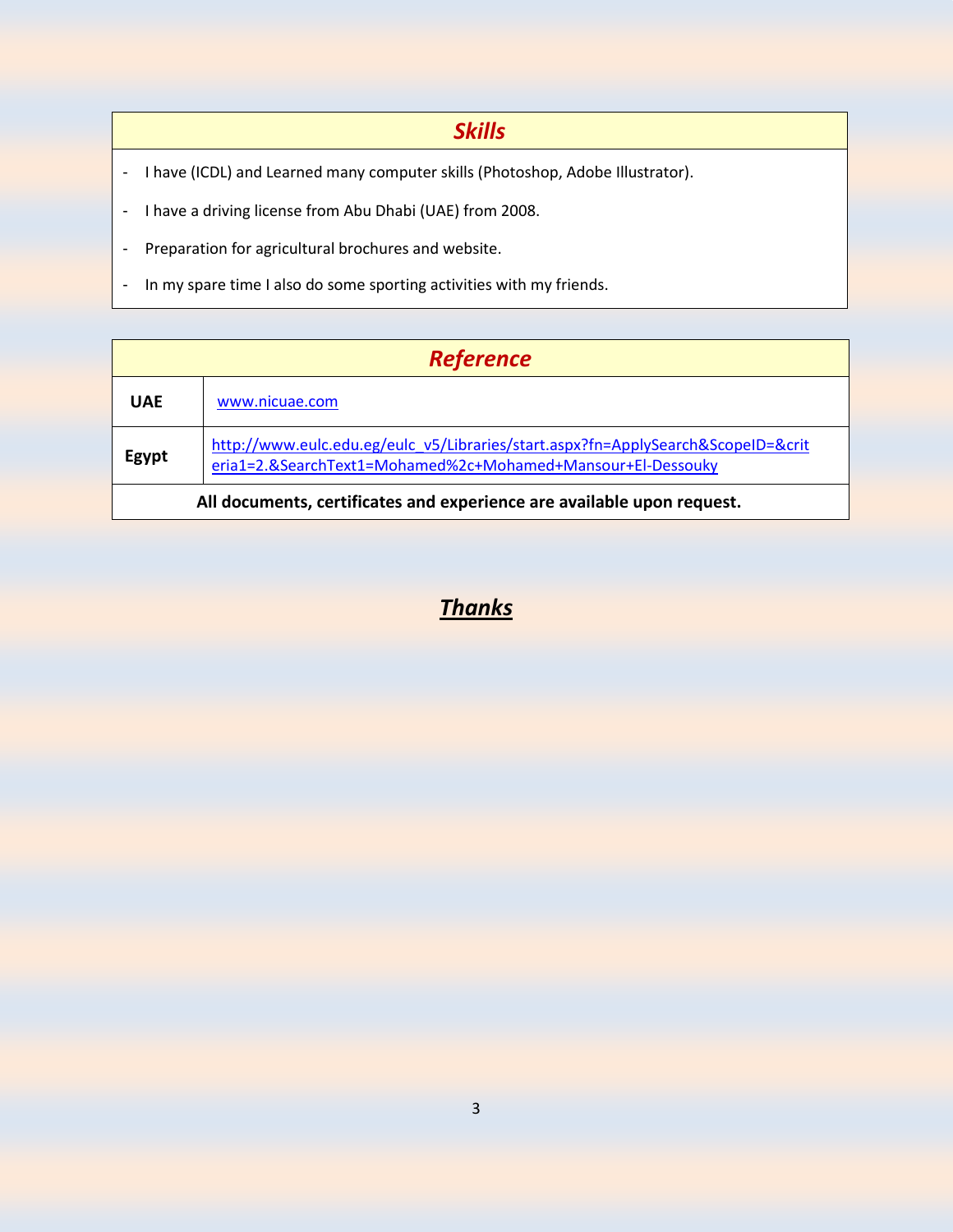## *Skills*

- I have (ICDL) and Learned many computer skills (Photoshop, Adobe Illustrator).
- I have a driving license from Abu Dhabi (UAE) from 2008.
- Preparation for agricultural brochures and website.
- In my spare time I also do some sporting activities with my friends.

## *Reference*

| | |
|---|---|
| **UAE** | www.nicuae.com |
| **Egypt** | http://www.eulc.edu.eg/eulc_v5/Libraries/start.aspx?fn=ApplySearch&ScopeID=&criteria1=2.&SearchText1=Mohamed%2c+Mohamed+Mansour+El-Dessouky |

**All documents, certificates and experience are available upon request.**

## ***Thanks***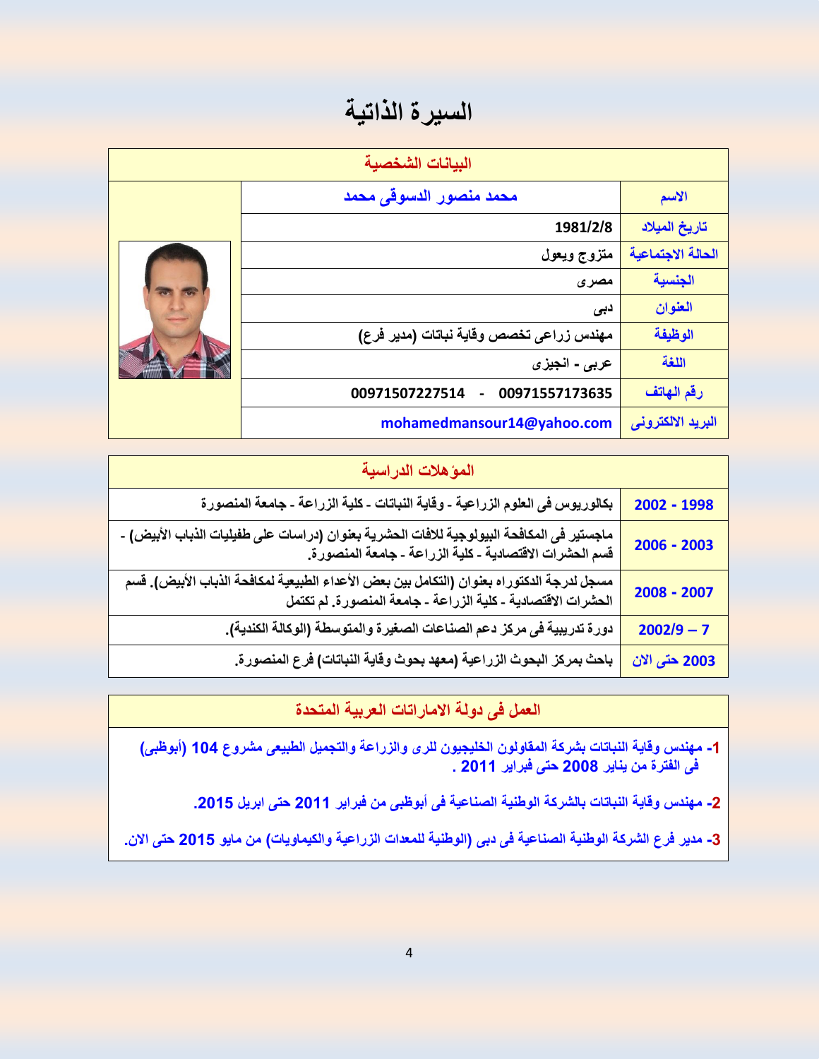# السيرة الذاتية

| البيانات الشخصية | | |
|---|---|---|
| الاسم | محمد منصور الدسوقى محمد | |
| تاريخ الميلاد | 1981/2/8 | |
| الحالة الاجتماعية | متزوج ويعول | |
| الجنسية | مصرى | |
| العنوان | دبى | |
| الوظيفة | مهندس زراعى تخصص وقاية نباتات (مدير فرع) | |
| اللغة | عربى - انجيزى | |
| رقم الهاتف | 00971557173635 - 00971507227514 | |
| البريد الالكترونى | mohamedmansour14@yahoo.com | |

| المؤهلات الدراسية | |
|---|---|
| 1998 - 2002 | بكالوريوس فى العلوم الزراعية - وقاية النباتات - كلية الزراعة - جامعة المنصورة |
| 2003 - 2006 | ماجستير فى المكافحة البيولوجية للافات الحشرية بعنوان (دراسات على طفيليات الذباب الأبيض) - قسم الحشرات الاقتصادية - كلية الزراعة - جامعة المنصورة. |
| 2007 - 2008 | مسجل لدرجة الدكتوراه بعنوان (التكامل بين بعض الأعداء الطبيعية لمكافحة الذباب الأبيض). قسم الحشرات الاقتصادية - كلية الزراعة - جامعة المنصورة. لم تكتمل |
| 7 – 2002/9 | دورة تدريبية فى مركز دعم الصناعات الصغيرة والمتوسطة (الوكالة الكندية). |
| 2003 حتى الان | باحث بمركز البحوث الزراعية (معهد بحوث وقاية النباتات) فرع المنصورة. |

## العمل فى دولة الامارات العربية المتحدة

1- مهندس وقاية النباتات بشركة المقاولون الخليجيون للرى والزراعة والتجميل الطبيعى مشروع 104 (أبوظبى) فى الفترة من يناير 2008 حتى فبراير 2011 .

2- مهندس وقاية النباتات بالشركة الوطنية الصناعية فى أبوظبى من فبراير 2011 حتى ابريل 2015.

3- مدير فرع الشركة الوطنية الصناعية فى دبى (الوطنية للمعدات الزراعية والكيماويات) من مايو 2015 حتى الان.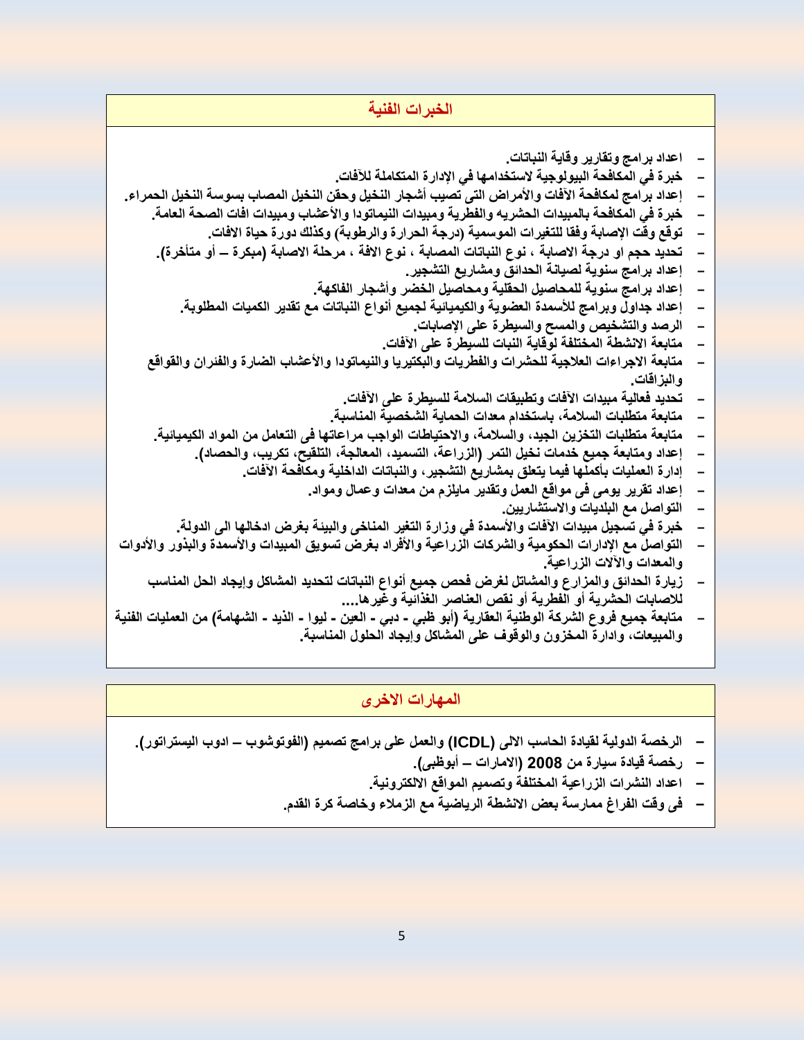## الخبرات الفنية

- اعداد برامج وتقارير وقاية النباتات.
- خبرة في المكافحة البيولوجية لاستخدامها في الإدارة المتكاملة للآفات.
- إعداد برامج لمكافحة الآفات والأمراض التى تصيب أشجار النخيل وحقن النخيل المصاب بسوسة النخيل الحمراء.
- خبرة في المكافحة بالمبيدات الحشريه والفطرية ومبيدات النيماتودا والأعشاب ومبيدات افات الصحة العامة.
- توقع وقت الإصابة وفقا للتغيرات الموسمية (درجة الحرارة والرطوبة) وكذلك دورة حياة الافات.
- تحديد حجم او درجة الاصابة ، نوع النباتات المصابة ، نوع الافة ، مرحلة الاصابة (مبكرة – أو متأخرة).
- إعداد برامج سنوية لصيانة الحدائق ومشاريع التشجير.
- إعداد برامج سنوية للمحاصيل الحقلية ومحاصيل الخضر وأشجار الفاكهة.
- إعداد جداول وبرامج للأسمدة العضوية والكيميائية لجميع أنواع النباتات مع تقدير الكميات المطلوبة.
- الرصد والتشخيص والمسح والسيطرة على الإصابات.
- متابعة الانشطة المختلفة لوقاية النبات للسيطرة على الآفات.
- متابعة الاجراءات العلاجية للحشرات والفطريات والبكتيريا والنيماتودا والأعشاب الضارة والفئران والقواقع والبزاقات.
- تحديد فعالية مبيدات الآفات وتطبيقات السلامة للسيطرة على الآفات.
- متابعة متطلبات السلامة، باستخدام معدات الحماية الشخصية المناسبة.
- متابعة متطلبات التخزين الجيد، والسلامة، والاحتياطات الواجب مراعاتها فى التعامل من المواد الكيميائية.
- إعداد ومتابعة جميع خدمات نخيل التمر (الزراعة، التسميد، المعالجة، التلقيح، تكريب، والحصاد).
- إدارة العمليات بأكملها فيما يتعلق بمشاريع التشجير، والنباتات الداخلية ومكافحة الآفات.
- إعداد تقرير يومى فى مواقع العمل وتقدير مايلزم من معدات وعمال ومواد.
- التواصل مع البلديات والاستشاريين.
- خبرة في تسجيل مبيدات الآفات والأسمدة في وزارة التغير المناخى والبيئة بغرض ادخالها الى الدولة.
- التواصل مع الإدارات الحكومية والشركات الزراعية والأفراد بغرض تسويق المبيدات والأسمدة والبذور والأدوات والمعدات والآلات الزراعية.
- زيارة الحدائق والمزارع والمشاتل لغرض فحص جميع أنواع النباتات لتحديد المشاكل وإيجاد الحل المناسب للاصابات الحشرية أو الفطرية أو نقص العناصر الغذائية وغيرها....
- متابعة جميع فروع الشركة الوطنية العقارية (أبو ظبي - دبي - العين - ليوا - الذيد - الشهامة) من العمليات الفنية والمبيعات، وادارة المخزون والوقوف على المشاكل وإيجاد الحلول المناسبة.

## المهارات الاخرى

- الرخصة الدولية لقيادة الحاسب الالى (ICDL) والعمل على برامج تصميم (الفوتوشوب – ادوب اليستراتور).
- رخصة قيادة سيارة من 2008 (الامارات – أبوظبى).
- اعداد النشرات الزراعية المختلفة وتصميم المواقع الالكترونية.
- فى وقت الفراغ ممارسة بعض الانشطة الرياضية مع الزملاء وخاصة كرة القدم.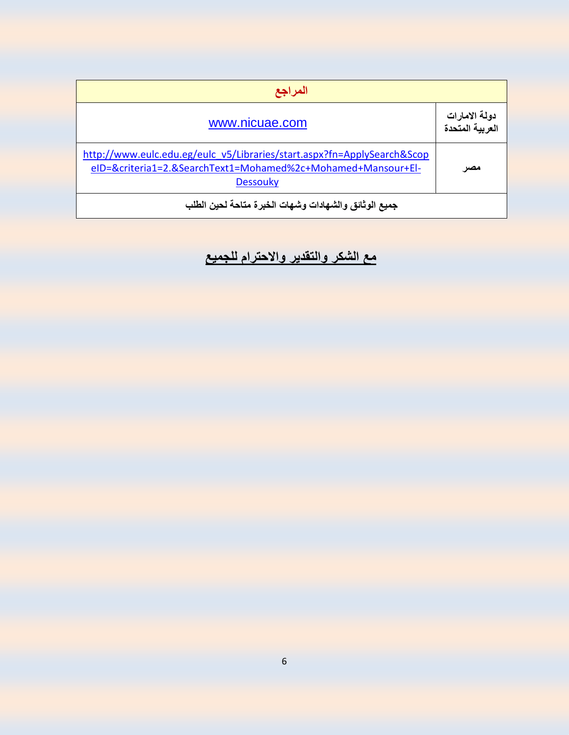| المراجع | |
|---|---|
| دولة الامارات العربية المتحدة | www.nicuae.com |
| مصر | http://www.eulc.edu.eg/eulc_v5/Libraries/start.aspx?fn=ApplySearch&ScopeID=&criteria1=2.&SearchText1=Mohamed%2c+Mohamed+Mansour+El-Dessouky |
| **جميع الوثائق والشهادات وشهات الخبرة متاحة لحين الطلب** | |

**مع الشكر والتقدير والاحترام للجميع**